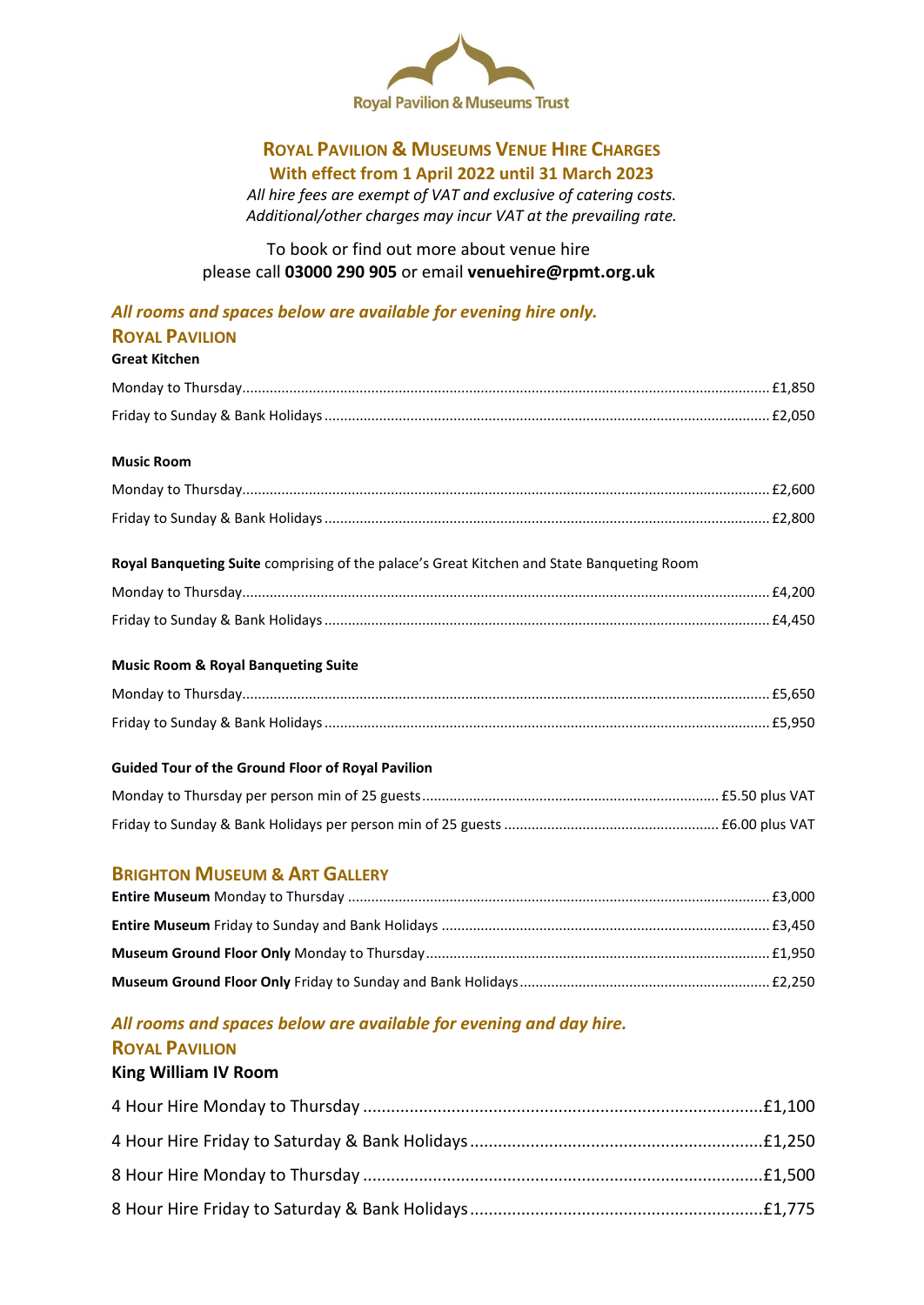Royal Pavilion & Museums Trust

# ROYAL PAVILION & MUSEUMS VENUE HIRE CHARGES

**With effect from 1 April 2022 until 31 March 2023**

*All hire fees are exempt of VAT and exclusive of catering costs.*
*Additional/other charges may incur VAT at the prevailing rate.*

To book or find out more about venue hire
please call **03000 290 905** or email **venuehire@rpmt.org.uk**

*All rooms and spaces below are available for evening hire only.*

## ROYAL PAVILION

### Great Kitchen

Monday to Thursday ........ £1,850

Friday to Sunday & Bank Holidays ........ £2,050

### Music Room

Monday to Thursday ........ £2,600

Friday to Sunday & Bank Holidays ........ £2,800

**Royal Banqueting Suite** comprising of the palace's Great Kitchen and State Banqueting Room

Monday to Thursday ........ £4,200

Friday to Sunday & Bank Holidays ........ £4,450

### Music Room & Royal Banqueting Suite

Monday to Thursday ........ £5,650

Friday to Sunday & Bank Holidays ........ £5,950

### Guided Tour of the Ground Floor of Royal Pavilion

Monday to Thursday per person min of 25 guests ........ £5.50 plus VAT

Friday to Sunday & Bank Holidays per person min of 25 guests ........ £6.00 plus VAT

## BRIGHTON MUSEUM & ART GALLERY

**Entire Museum** Monday to Thursday ........ £3,000

**Entire Museum** Friday to Sunday and Bank Holidays ........ £3,450

**Museum Ground Floor Only** Monday to Thursday ........ £1,950

**Museum Ground Floor Only** Friday to Sunday and Bank Holidays ........ £2,250

*All rooms and spaces below are available for evening and day hire.*

## ROYAL PAVILION

### King William IV Room

4 Hour Hire Monday to Thursday ........ £1,100

4 Hour Hire Friday to Saturday & Bank Holidays ........ £1,250

8 Hour Hire Monday to Thursday ........ £1,500

8 Hour Hire Friday to Saturday & Bank Holidays ........ £1,775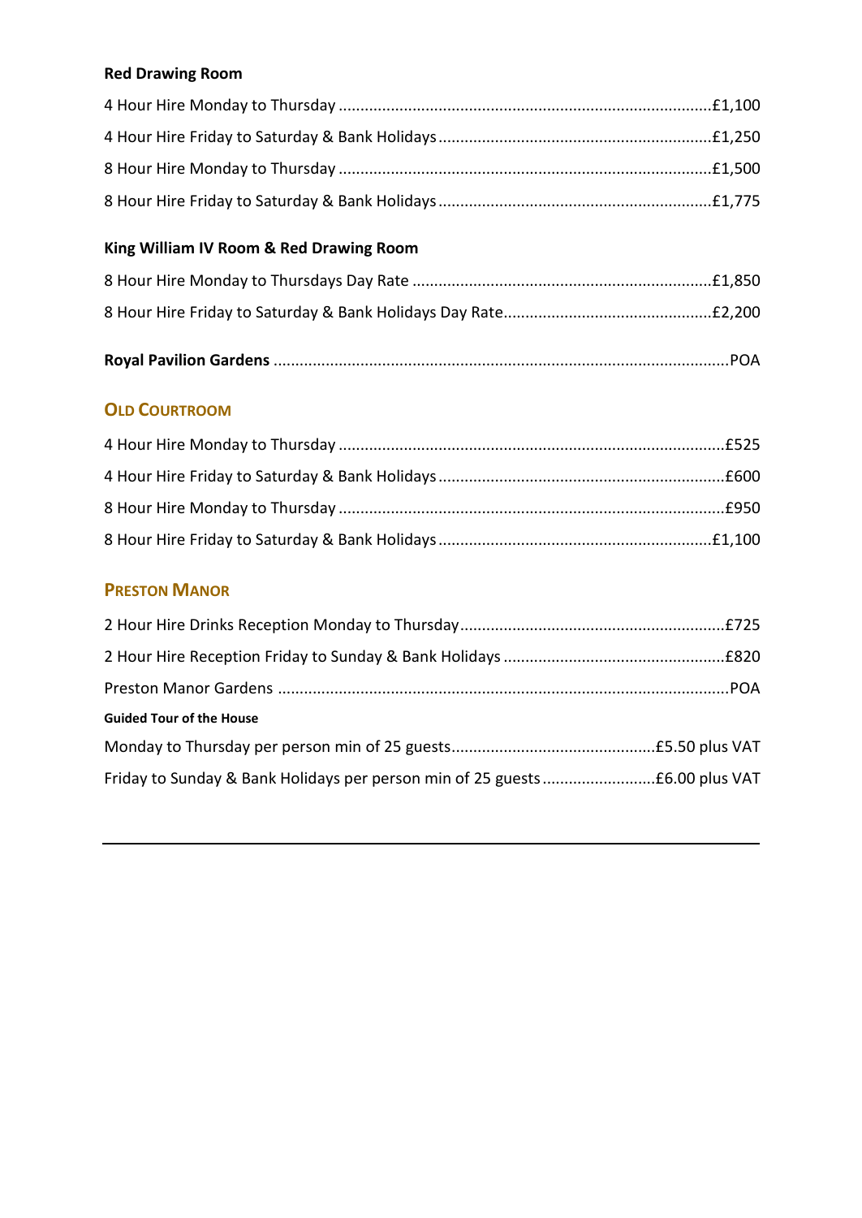**Red Drawing Room**

4 Hour Hire Monday to Thursday ..........£1,100

4 Hour Hire Friday to Saturday & Bank Holidays ..........£1,250

8 Hour Hire Monday to Thursday ..........£1,500

8 Hour Hire Friday to Saturday & Bank Holidays ..........£1,775

**King William IV Room & Red Drawing Room**

8 Hour Hire Monday to Thursdays Day Rate ..........£1,850

8 Hour Hire Friday to Saturday & Bank Holidays Day Rate..........£2,200

**Royal Pavilion Gardens** ..........POA

## Old Courtroom

4 Hour Hire Monday to Thursday ..........£525

4 Hour Hire Friday to Saturday & Bank Holidays ..........£600

8 Hour Hire Monday to Thursday ..........£950

8 Hour Hire Friday to Saturday & Bank Holidays ..........£1,100

## Preston Manor

2 Hour Hire Drinks Reception Monday to Thursday..........£725

2 Hour Hire Reception Friday to Sunday & Bank Holidays ..........£820

Preston Manor Gardens ..........POA

**Guided Tour of the House**

Monday to Thursday per person min of 25 guests..........£5.50 plus VAT

Friday to Sunday & Bank Holidays per person min of 25 guests ..........£6.00 plus VAT